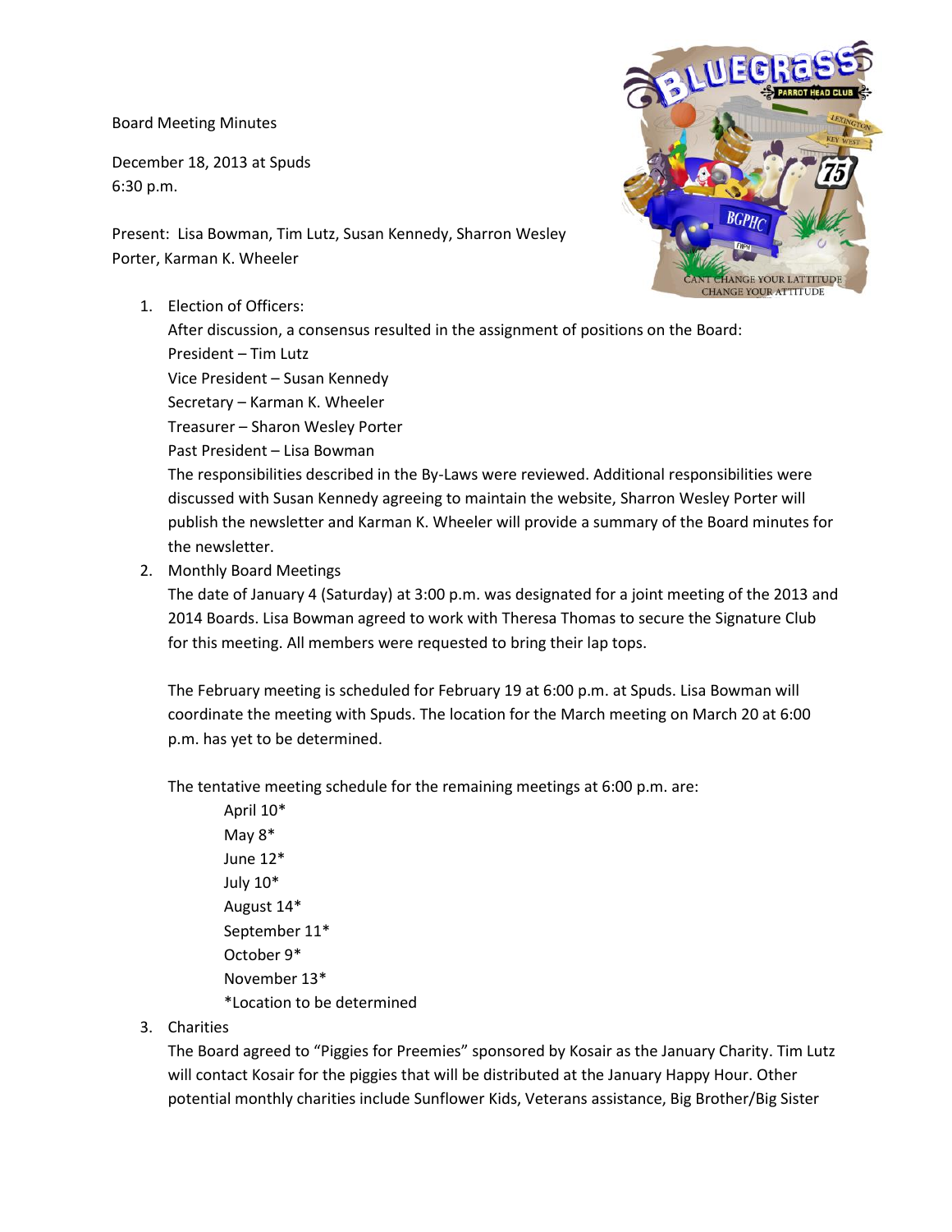Board Meeting Minutes

December 18, 2013 at Spuds
6:30 p.m.

Present: Lisa Bowman, Tim Lutz, Susan Kennedy, Sharron Wesley Porter, Karman K. Wheeler

1. Election of Officers:
   After discussion, a consensus resulted in the assignment of positions on the Board:
   President – Tim Lutz
   Vice President – Susan Kennedy
   Secretary – Karman K. Wheeler
   Treasurer – Sharon Wesley Porter
   Past President – Lisa Bowman
   The responsibilities described in the By-Laws were reviewed. Additional responsibilities were discussed with Susan Kennedy agreeing to maintain the website, Sharron Wesley Porter will publish the newsletter and Karman K. Wheeler will provide a summary of the Board minutes for the newsletter.

2. Monthly Board Meetings
   The date of January 4 (Saturday) at 3:00 p.m. was designated for a joint meeting of the 2013 and 2014 Boards. Lisa Bowman agreed to work with Theresa Thomas to secure the Signature Club for this meeting. All members were requested to bring their lap tops.

   The February meeting is scheduled for February 19 at 6:00 p.m. at Spuds. Lisa Bowman will coordinate the meeting with Spuds. The location for the March meeting on March 20 at 6:00 p.m. has yet to be determined.

   The tentative meeting schedule for the remaining meetings at 6:00 p.m. are:
   
   April 10*
   May 8*
   June 12*
   July 10*
   August 14*
   September 11*
   October 9*
   November 13*
   *Location to be determined

3. Charities
   The Board agreed to "Piggies for Preemies" sponsored by Kosair as the January Charity. Tim Lutz will contact Kosair for the piggies that will be distributed at the January Happy Hour. Other potential monthly charities include Sunflower Kids, Veterans assistance, Big Brother/Big Sister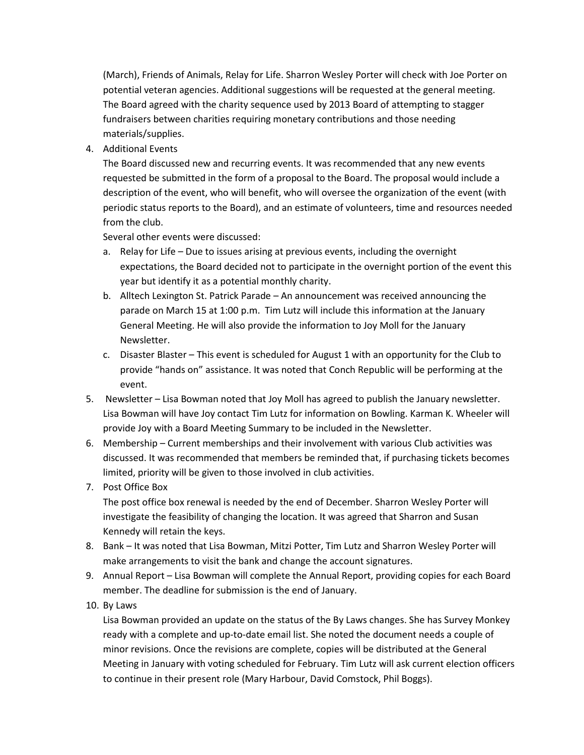(March), Friends of Animals, Relay for Life. Sharron Wesley Porter will check with Joe Porter on potential veteran agencies. Additional suggestions will be requested at the general meeting. The Board agreed with the charity sequence used by 2013 Board of attempting to stagger fundraisers between charities requiring monetary contributions and those needing materials/supplies.

4. Additional Events

   The Board discussed new and recurring events. It was recommended that any new events requested be submitted in the form of a proposal to the Board. The proposal would include a description of the event, who will benefit, who will oversee the organization of the event (with periodic status reports to the Board), and an estimate of volunteers, time and resources needed from the club.

   Several other events were discussed:

   a. Relay for Life – Due to issues arising at previous events, including the overnight expectations, the Board decided not to participate in the overnight portion of the event this year but identify it as a potential monthly charity.
   b. Alltech Lexington St. Patrick Parade – An announcement was received announcing the parade on March 15 at 1:00 p.m. Tim Lutz will include this information at the January General Meeting. He will also provide the information to Joy Moll for the January Newsletter.
   c. Disaster Blaster – This event is scheduled for August 1 with an opportunity for the Club to provide "hands on" assistance. It was noted that Conch Republic will be performing at the event.

5. Newsletter – Lisa Bowman noted that Joy Moll has agreed to publish the January newsletter. Lisa Bowman will have Joy contact Tim Lutz for information on Bowling. Karman K. Wheeler will provide Joy with a Board Meeting Summary to be included in the Newsletter.
6. Membership – Current memberships and their involvement with various Club activities was discussed. It was recommended that members be reminded that, if purchasing tickets becomes limited, priority will be given to those involved in club activities.
7. Post Office Box

   The post office box renewal is needed by the end of December. Sharron Wesley Porter will investigate the feasibility of changing the location. It was agreed that Sharron and Susan Kennedy will retain the keys.

8. Bank – It was noted that Lisa Bowman, Mitzi Potter, Tim Lutz and Sharron Wesley Porter will make arrangements to visit the bank and change the account signatures.
9. Annual Report – Lisa Bowman will complete the Annual Report, providing copies for each Board member. The deadline for submission is the end of January.
10. By Laws

    Lisa Bowman provided an update on the status of the By Laws changes. She has Survey Monkey ready with a complete and up-to-date email list. She noted the document needs a couple of minor revisions. Once the revisions are complete, copies will be distributed at the General Meeting in January with voting scheduled for February. Tim Lutz will ask current election officers to continue in their present role (Mary Harbour, David Comstock, Phil Boggs).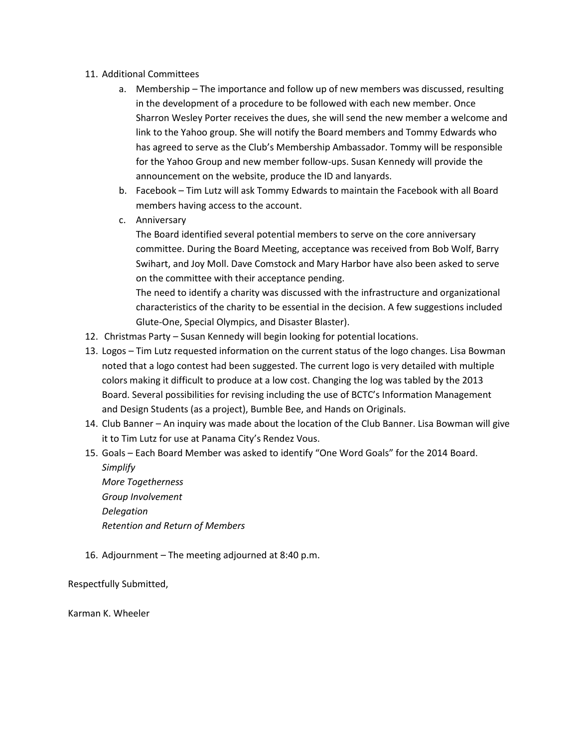11. Additional Committees
    a. Membership – The importance and follow up of new members was discussed, resulting in the development of a procedure to be followed with each new member. Once Sharron Wesley Porter receives the dues, she will send the new member a welcome and link to the Yahoo group. She will notify the Board members and Tommy Edwards who has agreed to serve as the Club's Membership Ambassador. Tommy will be responsible for the Yahoo Group and new member follow-ups. Susan Kennedy will provide the announcement on the website, produce the ID and lanyards.
    b. Facebook – Tim Lutz will ask Tommy Edwards to maintain the Facebook with all Board members having access to the account.
    c. Anniversary

       The Board identified several potential members to serve on the core anniversary committee. During the Board Meeting, acceptance was received from Bob Wolf, Barry Swihart, and Joy Moll. Dave Comstock and Mary Harbor have also been asked to serve on the committee with their acceptance pending.

       The need to identify a charity was discussed with the infrastructure and organizational characteristics of the charity to be essential in the decision. A few suggestions included Glute-One, Special Olympics, and Disaster Blaster).
12. Christmas Party – Susan Kennedy will begin looking for potential locations.
13. Logos – Tim Lutz requested information on the current status of the logo changes. Lisa Bowman noted that a logo contest had been suggested. The current logo is very detailed with multiple colors making it difficult to produce at a low cost. Changing the log was tabled by the 2013 Board. Several possibilities for revising including the use of BCTC's Information Management and Design Students (as a project), Bumble Bee, and Hands on Originals.
14. Club Banner – An inquiry was made about the location of the Club Banner. Lisa Bowman will give it to Tim Lutz for use at Panama City's Rendez Vous.
15. Goals – Each Board Member was asked to identify "One Word Goals" for the 2014 Board.

    *Simplify*

    *More Togetherness*

    *Group Involvement*

    *Delegation*

    *Retention and Return of Members*

16. Adjournment – The meeting adjourned at 8:40 p.m.

Respectfully Submitted,

Karman K. Wheeler